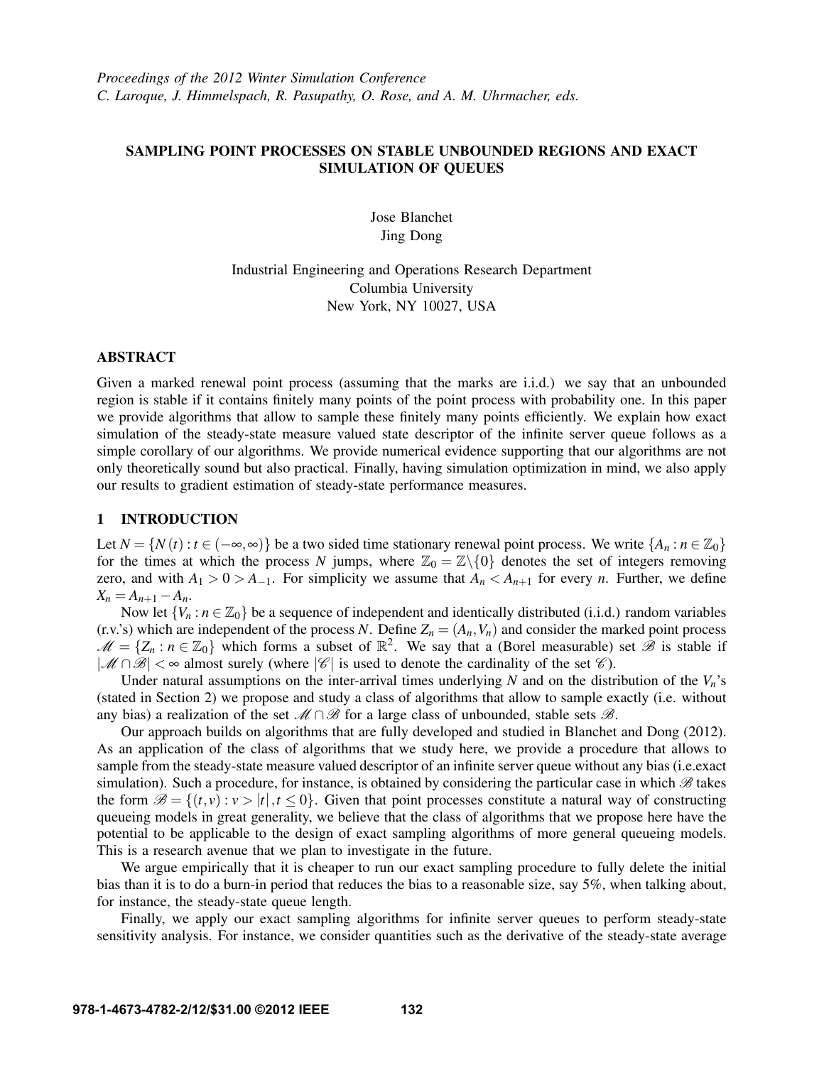*Proceedings of the 2012 Winter Simulation Conference*
*C. Laroque, J. Himmelspach, R. Pasupathy, O. Rose, and A. M. Uhrmacher, eds.*

# SAMPLING POINT PROCESSES ON STABLE UNBOUNDED REGIONS AND EXACT SIMULATION OF QUEUES

Jose Blanchet
Jing Dong

Industrial Engineering and Operations Research Department
Columbia University
New York, NY 10027, USA

## ABSTRACT

Given a marked renewal point process (assuming that the marks are i.i.d.) we say that an unbounded region is stable if it contains finitely many points of the point process with probability one. In this paper we provide algorithms that allow to sample these finitely many points efficiently. We explain how exact simulation of the steady-state measure valued state descriptor of the infinite server queue follows as a simple corollary of our algorithms. We provide numerical evidence supporting that our algorithms are not only theoretically sound but also practical. Finally, having simulation optimization in mind, we also apply our results to gradient estimation of steady-state performance measures.

## 1 INTRODUCTION

Let $N = \{N(t) : t \in (-\infty, \infty)\}$ be a two sided time stationary renewal point process. We write $\{A_n : n \in \mathbb{Z}_0\}$ for the times at which the process $N$ jumps, where $\mathbb{Z}_0 = \mathbb{Z}\backslash\{0\}$ denotes the set of integers removing zero, and with $A_1 > 0 > A_{-1}$. For simplicity we assume that $A_n < A_{n+1}$ for every $n$. Further, we define $X_n = A_{n+1} - A_n$.

Now let $\{V_n : n \in \mathbb{Z}_0\}$ be a sequence of independent and identically distributed (i.i.d.) random variables (r.v.'s) which are independent of the process $N$. Define $Z_n = (A_n, V_n)$ and consider the marked point process $\mathscr{M} = \{Z_n : n \in \mathbb{Z}_0\}$ which forms a subset of $\mathbb{R}^2$. We say that a (Borel measurable) set $\mathscr{B}$ is stable if $|\mathscr{M} \cap \mathscr{B}| < \infty$ almost surely (where $|\mathscr{C}|$ is used to denote the cardinality of the set $\mathscr{C}$).

Under natural assumptions on the inter-arrival times underlying $N$ and on the distribution of the $V_n$'s (stated in Section 2) we propose and study a class of algorithms that allow to sample exactly (i.e. without any bias) a realization of the set $\mathscr{M} \cap \mathscr{B}$ for a large class of unbounded, stable sets $\mathscr{B}$.

Our approach builds on algorithms that are fully developed and studied in Blanchet and Dong (2012). As an application of the class of algorithms that we study here, we provide a procedure that allows to sample from the steady-state measure valued descriptor of an infinite server queue without any bias (i.e.exact simulation). Such a procedure, for instance, is obtained by considering the particular case in which $\mathscr{B}$ takes the form $\mathscr{B} = \{(t,v) : v > |t|, t \leq 0\}$. Given that point processes constitute a natural way of constructing queueing models in great generality, we believe that the class of algorithms that we propose here have the potential to be applicable to the design of exact sampling algorithms of more general queueing models. This is a research avenue that we plan to investigate in the future.

We argue empirically that it is cheaper to run our exact sampling procedure to fully delete the initial bias than it is to do a burn-in period that reduces the bias to a reasonable size, say 5%, when talking about, for instance, the steady-state queue length.

Finally, we apply our exact sampling algorithms for infinite server queues to perform steady-state sensitivity analysis. For instance, we consider quantities such as the derivative of the steady-state average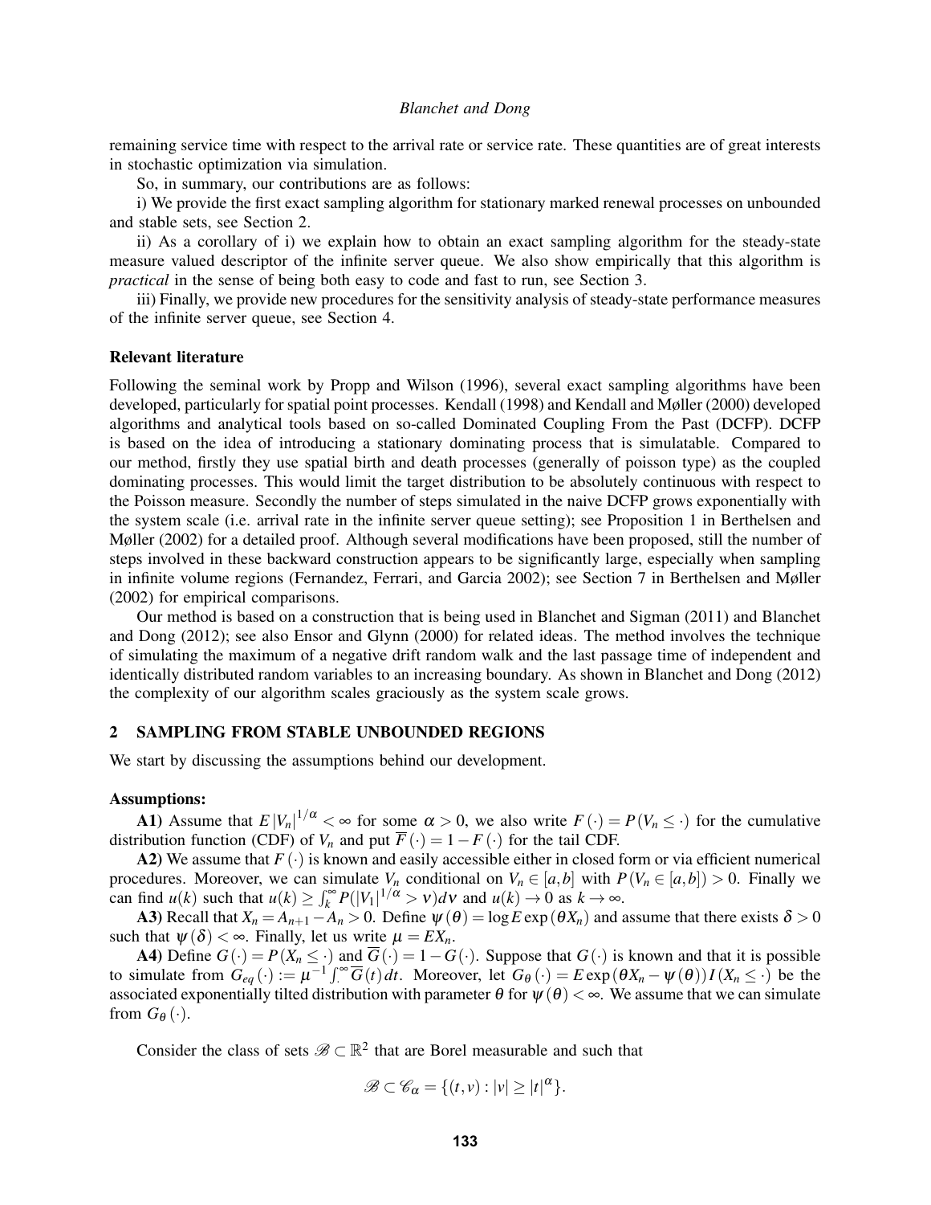remaining service time with respect to the arrival rate or service rate. These quantities are of great interests in stochastic optimization via simulation.

So, in summary, our contributions are as follows:

i) We provide the first exact sampling algorithm for stationary marked renewal processes on unbounded and stable sets, see Section 2.

ii) As a corollary of i) we explain how to obtain an exact sampling algorithm for the steady-state measure valued descriptor of the infinite server queue. We also show empirically that this algorithm is *practical* in the sense of being both easy to code and fast to run, see Section 3.

iii) Finally, we provide new procedures for the sensitivity analysis of steady-state performance measures of the infinite server queue, see Section 4.

### Relevant literature

Following the seminal work by Propp and Wilson (1996), several exact sampling algorithms have been developed, particularly for spatial point processes. Kendall (1998) and Kendall and Møller (2000) developed algorithms and analytical tools based on so-called Dominated Coupling From the Past (DCFP). DCFP is based on the idea of introducing a stationary dominating process that is simulatable. Compared to our method, firstly they use spatial birth and death processes (generally of poisson type) as the coupled dominating processes. This would limit the target distribution to be absolutely continuous with respect to the Poisson measure. Secondly the number of steps simulated in the naive DCFP grows exponentially with the system scale (i.e. arrival rate in the infinite server queue setting); see Proposition 1 in Berthelsen and Møller (2002) for a detailed proof. Although several modifications have been proposed, still the number of steps involved in these backward construction appears to be significantly large, especially when sampling in infinite volume regions (Fernandez, Ferrari, and Garcia 2002); see Section 7 in Berthelsen and Møller (2002) for empirical comparisons.

Our method is based on a construction that is being used in Blanchet and Sigman (2011) and Blanchet and Dong (2012); see also Ensor and Glynn (2000) for related ideas. The method involves the technique of simulating the maximum of a negative drift random walk and the last passage time of independent and identically distributed random variables to an increasing boundary. As shown in Blanchet and Dong (2012) the complexity of our algorithm scales graciously as the system scale grows.

## 2 SAMPLING FROM STABLE UNBOUNDED REGIONS

We start by discussing the assumptions behind our development.

### Assumptions:

**A1)** Assume that $E|V_n|^{1/\alpha} < \infty$ for some $\alpha > 0$, we also write $F(\cdot) = P(V_n \leq \cdot)$ for the cumulative distribution function (CDF) of $V_n$ and put $\overline{F}(\cdot) = 1 - F(\cdot)$ for the tail CDF.

**A2)** We assume that $F(\cdot)$ is known and easily accessible either in closed form or via efficient numerical procedures. Moreover, we can simulate $V_n$ conditional on $V_n \in [a,b]$ with $P(V_n \in [a,b]) > 0$. Finally we can find $u(k)$ such that $u(k) \geq \int_k^\infty P(|V_1|^{1/\alpha} > v)dv$ and $u(k) \to 0$ as $k \to \infty$.

**A3)** Recall that $X_n = A_{n+1} - A_n > 0$. Define $\psi(\theta) = \log E\exp(\theta X_n)$ and assume that there exists $\delta > 0$ such that $\psi(\delta) < \infty$. Finally, let us write $\mu = EX_n$.

**A4)** Define $G(\cdot) = P(X_n \leq \cdot)$ and $\overline{G}(\cdot) = 1 - G(\cdot)$. Suppose that $G(\cdot)$ is known and that it is possible to simulate from $G_{eq}(\cdot) := \mu^{-1}\int_\cdot^\infty \overline{G}(t)dt$. Moreover, let $G_\theta(\cdot) = E\exp(\theta X_n - \psi(\theta))I(X_n \leq \cdot)$ be the associated exponentially tilted distribution with parameter $\theta$ for $\psi(\theta) < \infty$. We assume that we can simulate from $G_\theta(\cdot)$.

Consider the class of sets $\mathscr{B} \subset \mathbb{R}^2$ that are Borel measurable and such that

$$\mathscr{B} \subset \mathscr{C}_\alpha = \{(t,v) : |v| \geq |t|^\alpha\}.$$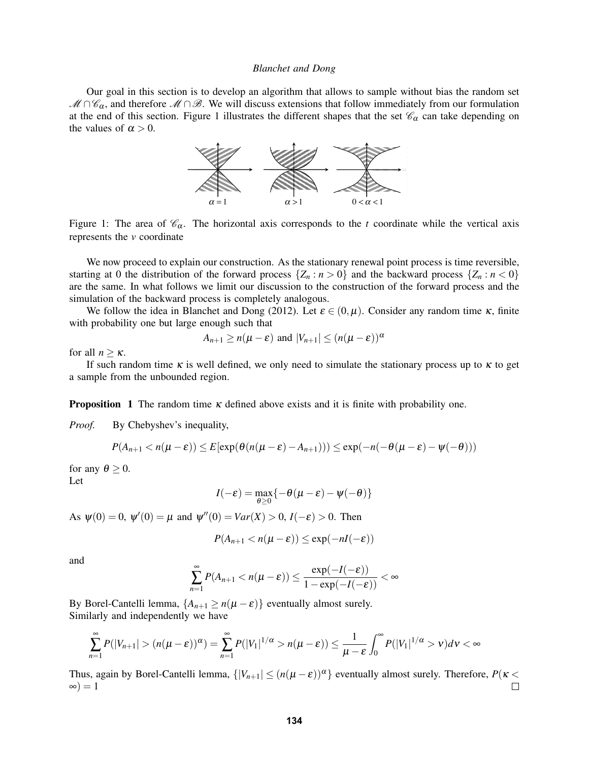Our goal in this section is to develop an algorithm that allows to sample without bias the random set $\mathscr{M} \cap \mathscr{C}_\alpha$, and therefore $\mathscr{M} \cap \mathscr{B}$. We will discuss extensions that follow immediately from our formulation at the end of this section. Figure 1 illustrates the different shapes that the set $\mathscr{C}_\alpha$ can take depending on the values of $\alpha > 0$.

$\alpha = 1$ $\qquad\qquad$ $\alpha > 1$ $\qquad\qquad$ $0 < \alpha < 1$

Figure 1: The area of $\mathscr{C}_\alpha$. The horizontal axis corresponds to the $t$ coordinate while the vertical axis represents the $v$ coordinate

We now proceed to explain our construction. As the stationary renewal point process is time reversible, starting at 0 the distribution of the forward process $\{Z_n : n > 0\}$ and the backward process $\{Z_n : n < 0\}$ are the same. In what follows we limit our discussion to the construction of the forward process and the simulation of the backward process is completely analogous.

We follow the idea in Blanchet and Dong (2012). Let $\varepsilon \in (0, \mu)$. Consider any random time $\kappa$, finite with probability one but large enough such that

$$A_{n+1} \geq n(\mu - \varepsilon) \text{ and } |V_{n+1}| \leq (n(\mu - \varepsilon))^\alpha$$

for all $n \geq \kappa$.

If such random time $\kappa$ is well defined, we only need to simulate the stationary process up to $\kappa$ to get a sample from the unbounded region.

**Proposition 1** The random time $\kappa$ defined above exists and it is finite with probability one.

*Proof.* By Chebyshev's inequality,

$$P(A_{n+1} < n(\mu - \varepsilon)) \leq E[\exp(\theta(n(\mu - \varepsilon) - A_{n+1}))) \leq \exp(-n(-\theta(\mu - \varepsilon) - \psi(-\theta)))$$

for any $\theta \geq 0$.
Let

$$I(-\varepsilon) = \max_{\theta \geq 0}\{-\theta(\mu - \varepsilon) - \psi(-\theta)\}$$

As $\psi(0) = 0$, $\psi'(0) = \mu$ and $\psi''(0) = Var(X) > 0$, $I(-\varepsilon) > 0$. Then

$$P(A_{n+1} < n(\mu - \varepsilon)) \leq \exp(-nI(-\varepsilon))$$

and

$$\sum_{n=1}^{\infty} P(A_{n+1} < n(\mu - \varepsilon)) \leq \frac{\exp(-I(-\varepsilon))}{1 - \exp(-I(-\varepsilon))} < \infty$$

By Borel-Cantelli lemma, $\{A_{n+1} \geq n(\mu - \varepsilon)\}$ eventually almost surely.
Similarly and independently we have

$$\sum_{n=1}^{\infty} P(|V_{n+1}| > (n(\mu - \varepsilon))^\alpha) = \sum_{n=1}^{\infty} P(|V_1|^{1/\alpha} > n(\mu - \varepsilon)) \leq \frac{1}{\mu - \varepsilon}\int_0^\infty P(|V_1|^{1/\alpha} > \nu)d\nu < \infty$$

Thus, again by Borel-Cantelli lemma, $\{|V_{n+1}| \leq (n(\mu - \varepsilon))^\alpha\}$ eventually almost surely. Therefore, $P(\kappa < \infty) = 1$ □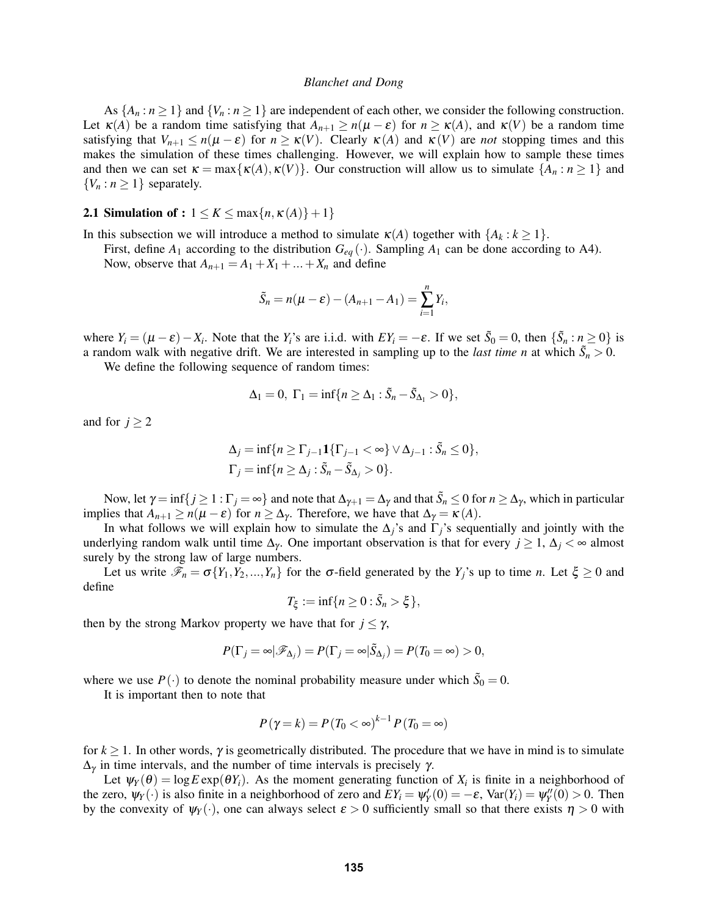As $\{A_n : n \geq 1\}$ and $\{V_n : n \geq 1\}$ are independent of each other, we consider the following construction. Let $\kappa(A)$ be a random time satisfying that $A_{n+1} \geq n(\mu - \varepsilon)$ for $n \geq \kappa(A)$, and $\kappa(V)$ be a random time satisfying that $V_{n+1} \leq n(\mu - \varepsilon)$ for $n \geq \kappa(V)$. Clearly $\kappa(A)$ and $\kappa(V)$ are *not* stopping times and this makes the simulation of these times challenging. However, we will explain how to sample these times and then we can set $\kappa = \max\{\kappa(A), \kappa(V)\}$. Our construction will allow us to simulate $\{A_n : n \geq 1\}$ and $\{V_n : n \geq 1\}$ separately.

### 2.1 Simulation of : $1 \leq K \leq \max\{n, \kappa(A)\} + 1\}$

In this subsection we will introduce a method to simulate $\kappa(A)$ together with $\{A_k : k \geq 1\}$.

First, define $A_1$ according to the distribution $G_{eq}(\cdot)$. Sampling $A_1$ can be done according to A4).

Now, observe that $A_{n+1} = A_1 + X_1 + ... + X_n$ and define

$$\tilde{S}_n = n(\mu - \varepsilon) - (A_{n+1} - A_1) = \sum_{i=1}^{n} Y_i,$$

where $Y_i = (\mu - \varepsilon) - X_i$. Note that the $Y_i$'s are i.i.d. with $EY_i = -\varepsilon$. If we set $\tilde{S}_0 = 0$, then $\{\tilde{S}_n : n \geq 0\}$ is a random walk with negative drift. We are interested in sampling up to the *last time n* at which $\tilde{S}_n > 0$.

We define the following sequence of random times:

$$\Delta_1 = 0, \ \Gamma_1 = \inf\{n \geq \Delta_1 : \tilde{S}_n - \tilde{S}_{\Delta_1} > 0\},$$

and for $j \geq 2$

$$\Delta_j = \inf\{n \geq \Gamma_{j-1} \mathbf{1}\{\Gamma_{j-1} < \infty\} \vee \Delta_{j-1} : \tilde{S}_n \leq 0\},$$
$$\Gamma_j = \inf\{n \geq \Delta_j : \tilde{S}_n - \tilde{S}_{\Delta_j} > 0\}.$$

Now, let $\gamma = \inf\{j \geq 1 : \Gamma_j = \infty\}$ and note that $\Delta_{\gamma+1} = \Delta_\gamma$ and that $\tilde{S}_n \leq 0$ for $n \geq \Delta_\gamma$, which in particular implies that $A_{n+1} \geq n(\mu - \varepsilon)$ for $n \geq \Delta_\gamma$. Therefore, we have that $\Delta_\gamma = \kappa(A)$.

In what follows we will explain how to simulate the $\Delta_j$'s and $\Gamma_j$'s sequentially and jointly with the underlying random walk until time $\Delta_\gamma$. One important observation is that for every $j \geq 1$, $\Delta_j < \infty$ almost surely by the strong law of large numbers.

Let us write $\mathscr{F}_n = \sigma\{Y_1, Y_2, ..., Y_n\}$ for the $\sigma$-field generated by the $Y_j$'s up to time $n$. Let $\xi \geq 0$ and define

$$T_\xi := \inf\{n \geq 0 : \tilde{S}_n > \xi\},$$

then by the strong Markov property we have that for $j \leq \gamma$,

$$P(\Gamma_j = \infty | \mathscr{F}_{\Delta_j}) = P(\Gamma_j = \infty | \tilde{S}_{\Delta_j}) = P(T_0 = \infty) > 0,$$

where we use $P(\cdot)$ to denote the nominal probability measure under which $\tilde{S}_0 = 0$.

It is important then to note that

$$P(\gamma = k) = P(T_0 < \infty)^{k-1} P(T_0 = \infty)$$

for $k \geq 1$. In other words, $\gamma$ is geometrically distributed. The procedure that we have in mind is to simulate $\Delta_\gamma$ in time intervals, and the number of time intervals is precisely $\gamma$.

Let $\psi_Y(\theta) = \log E \exp(\theta Y_i)$. As the moment generating function of $X_i$ is finite in a neighborhood of the zero, $\psi_Y(\cdot)$ is also finite in a neighborhood of zero and $EY_i = \psi_Y'(0) = -\varepsilon$, $\text{Var}(Y_i) = \psi_Y''(0) > 0$. Then by the convexity of $\psi_Y(\cdot)$, one can always select $\varepsilon > 0$ sufficiently small so that there exists $\eta > 0$ with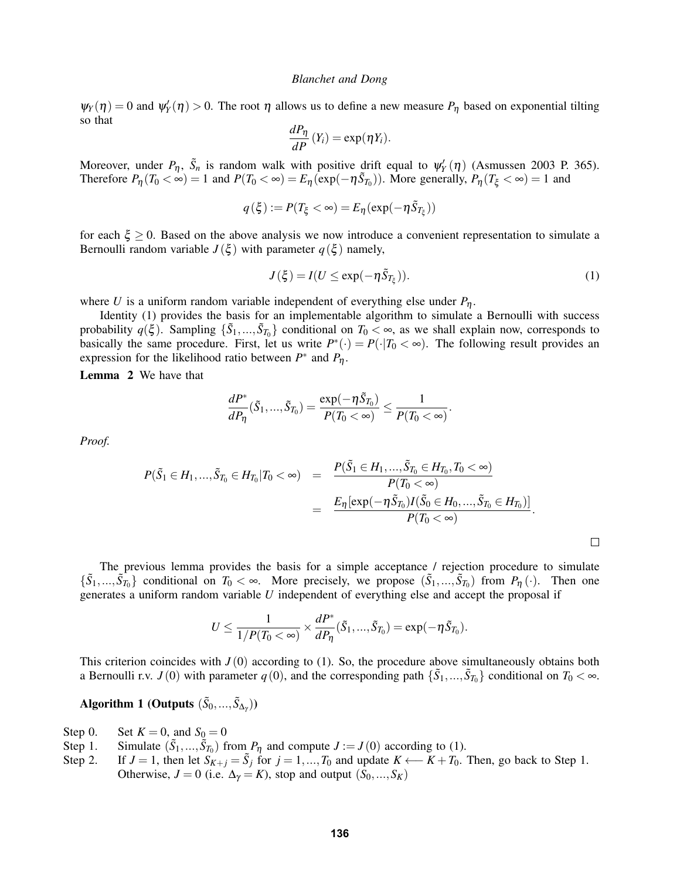$\psi_Y(\eta) = 0$ and $\psi_Y'(\eta) > 0$. The root $\eta$ allows us to define a new measure $P_\eta$ based on exponential tilting so that

$$\frac{dP_\eta}{dP}(Y_i) = \exp(\eta Y_i).$$

Moreover, under $P_\eta$, $\tilde{S}_n$ is random walk with positive drift equal to $\psi_Y'(\eta)$ (Asmussen 2003 P. 365). Therefore $P_\eta(T_0 < \infty) = 1$ and $P(T_0 < \infty) = E_\eta(\exp(-\eta \tilde{S}_{T_0}))$. More generally, $P_\eta(T_\xi < \infty) = 1$ and

$$q(\xi) := P(T_\xi < \infty) = E_\eta(\exp(-\eta \tilde{S}_{T_\xi}))$$

for each $\xi \geq 0$. Based on the above analysis we now introduce a convenient representation to simulate a Bernoulli random variable $J(\xi)$ with parameter $q(\xi)$ namely,

$$J(\xi) = I(U \leq \exp(-\eta \tilde{S}_{T_\xi})). \tag{1}$$

where $U$ is a uniform random variable independent of everything else under $P_\eta$.

Identity (1) provides the basis for an implementable algorithm to simulate a Bernoulli with success probability $q(\xi)$. Sampling $\{\tilde{S}_1, ..., \tilde{S}_{T_0}\}$ conditional on $T_0 < \infty$, as we shall explain now, corresponds to basically the same procedure. First, let us write $P^*(\cdot) = P(\cdot | T_0 < \infty)$. The following result provides an expression for the likelihood ratio between $P^*$ and $P_\eta$.

**Lemma 2** We have that

$$\frac{dP^*}{dP_\eta}(\tilde{S}_1, ..., \tilde{S}_{T_0}) = \frac{\exp(-\eta \tilde{S}_{T_0})}{P(T_0 < \infty)} \leq \frac{1}{P(T_0 < \infty)}.$$

*Proof.*

$$\begin{aligned}
P(\tilde{S}_1 \in H_1, ..., \tilde{S}_{T_0} \in H_{T_0} | T_0 < \infty) &= \frac{P(\tilde{S}_1 \in H_1, ..., \tilde{S}_{T_0} \in H_{T_0}, T_0 < \infty)}{P(T_0 < \infty)} \\
&= \frac{E_\eta[\exp(-\eta \tilde{S}_{T_0}) I(\tilde{S}_0 \in H_0, ..., \tilde{S}_{T_0} \in H_{T_0})]}{P(T_0 < \infty)}.
\end{aligned}$$

□

The previous lemma provides the basis for a simple acceptance / rejection procedure to simulate $\{\tilde{S}_1, ..., \tilde{S}_{T_0}\}$ conditional on $T_0 < \infty$. More precisely, we propose $(\tilde{S}_1, ..., \tilde{S}_{T_0})$ from $P_\eta(\cdot)$. Then one generates a uniform random variable $U$ independent of everything else and accept the proposal if

$$U \leq \frac{1}{1/P(T_0 < \infty)} \times \frac{dP^*}{dP_\eta}(\tilde{S}_1, ..., \tilde{S}_{T_0}) = \exp(-\eta \tilde{S}_{T_0}).$$

This criterion coincides with $J(0)$ according to (1). So, the procedure above simultaneously obtains both a Bernoulli r.v. $J(0)$ with parameter $q(0)$, and the corresponding path $\{\tilde{S}_1, ..., \tilde{S}_{T_0}\}$ conditional on $T_0 < \infty$.

**Algorithm 1 (Outputs $(\tilde{S}_0, ..., \tilde{S}_{\Delta_\gamma})$)**

- Step 0. Set $K = 0$, and $S_0 = 0$
- Step 1. Simulate $(\tilde{S}_1, ..., \tilde{S}_{T_0})$ from $P_\eta$ and compute $J := J(0)$ according to (1).
- Step 2. If $J = 1$, then let $S_{K+j} = \tilde{S}_j$ for $j = 1, ..., T_0$ and update $K \longleftarrow K + T_0$. Then, go back to Step 1. Otherwise, $J = 0$ (i.e. $\Delta_\gamma = K$), stop and output $(S_0, ..., S_K)$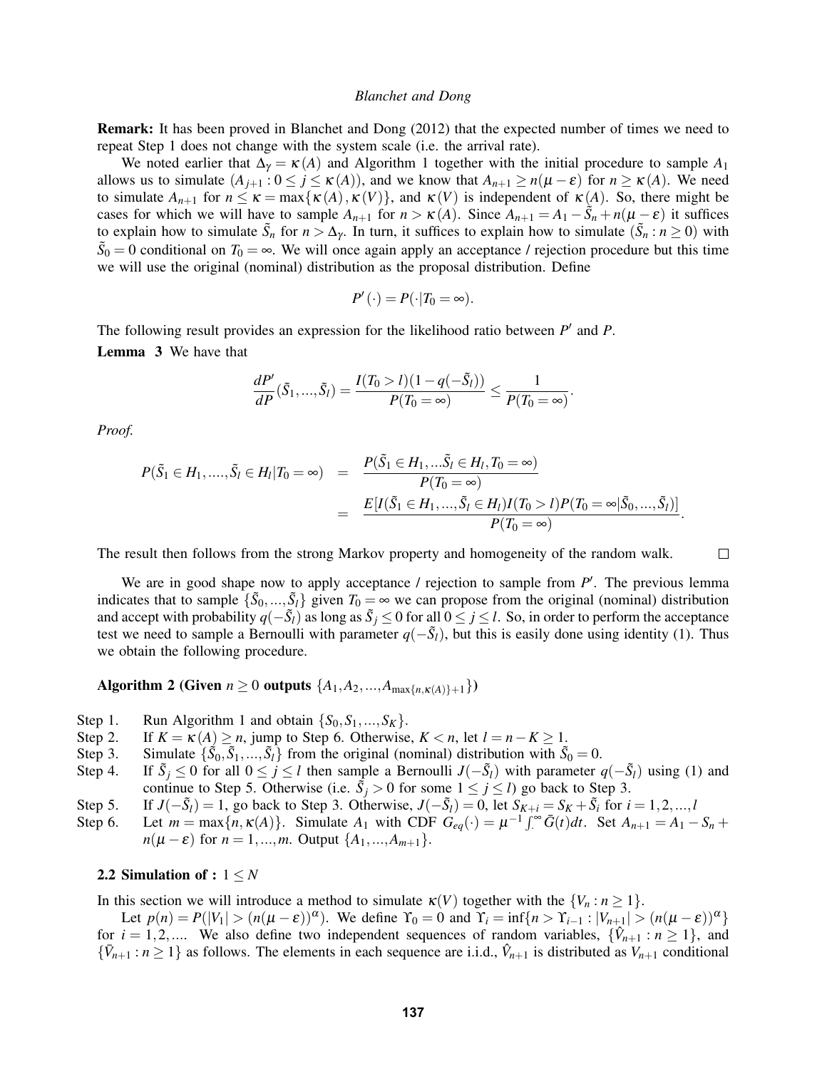**Remark:** It has been proved in Blanchet and Dong (2012) that the expected number of times we need to repeat Step 1 does not change with the system scale (i.e. the arrival rate).

We noted earlier that $\Delta_\gamma = \kappa(A)$ and Algorithm 1 together with the initial procedure to sample $A_1$ allows us to simulate $(A_{j+1} : 0 \leq j \leq \kappa(A))$, and we know that $A_{n+1} \geq n(\mu - \varepsilon)$ for $n \geq \kappa(A)$. We need to simulate $A_{n+1}$ for $n \leq \kappa = \max\{\kappa(A), \kappa(V)\}$, and $\kappa(V)$ is independent of $\kappa(A)$. So, there might be cases for which we will have to sample $A_{n+1}$ for $n > \kappa(A)$. Since $A_{n+1} = A_1 - \tilde{S}_n + n(\mu - \varepsilon)$ it suffices to explain how to simulate $\tilde{S}_n$ for $n > \Delta_\gamma$. In turn, it suffices to explain how to simulate $(\tilde{S}_n : n \geq 0)$ with $\tilde{S}_0 = 0$ conditional on $T_0 = \infty$. We will once again apply an acceptance / rejection procedure but this time we will use the original (nominal) distribution as the proposal distribution. Define

$$P'(\cdot) = P(\cdot | T_0 = \infty).$$

The following result provides an expression for the likelihood ratio between $P'$ and $P$.

**Lemma 3** We have that

$$\frac{dP'}{dP}(\tilde{S}_1, ..., \tilde{S}_l) = \frac{I(T_0 > l)(1 - q(-\tilde{S}_l))}{P(T_0 = \infty)} \leq \frac{1}{P(T_0 = \infty)}.$$

*Proof.*

$$\begin{aligned}
P(\tilde{S}_1 \in H_1, ...., \tilde{S}_l \in H_l | T_0 = \infty) &= \frac{P(\tilde{S}_1 \in H_1, ...\tilde{S}_l \in H_l, T_0 = \infty)}{P(T_0 = \infty)} \\
&= \frac{E[I(\tilde{S}_1 \in H_1, ..., \tilde{S}_l \in H_l) I(T_0 > l) P(T_0 = \infty | \tilde{S}_0, ..., \tilde{S}_l)]}{P(T_0 = \infty)}.
\end{aligned}$$

The result then follows from the strong Markov property and homogeneity of the random walk. □

We are in good shape now to apply acceptance / rejection to sample from $P'$. The previous lemma indicates that to sample $\{\tilde{S}_0, ..., \tilde{S}_l\}$ given $T_0 = \infty$ we can propose from the original (nominal) distribution and accept with probability $q(-\tilde{S}_l)$ as long as $\tilde{S}_j \leq 0$ for all $0 \leq j \leq l$. So, in order to perform the acceptance test we need to sample a Bernoulli with parameter $q(-\tilde{S}_l)$, but this is easily done using identity (1). Thus we obtain the following procedure.

**Algorithm 2 (Given $n \geq 0$ outputs $\{A_1, A_2, ..., A_{\max\{n, \kappa(A)\}+1}\}$)**

- Step 1. Run Algorithm 1 and obtain $\{S_0, S_1, ..., S_K\}$.
- Step 2. If $K = \kappa(A) \geq n$, jump to Step 6. Otherwise, $K < n$, let $l = n - K \geq 1$.
- Step 3. Simulate $\{\tilde{S}_0, \tilde{S}_1, ..., \tilde{S}_l\}$ from the original (nominal) distribution with $\tilde{S}_0 = 0$.
- Step 4. If $\tilde{S}_j \leq 0$ for all $0 \leq j \leq l$ then sample a Bernoulli $J(-\tilde{S}_l)$ with parameter $q(-\tilde{S}_l)$ using (1) and continue to Step 5. Otherwise (i.e. $\tilde{S}_j > 0$ for some $1 \leq j \leq l$) go back to Step 3.
- Step 5. If $J(-\tilde{S}_l) = 1$, go back to Step 3. Otherwise, $J(-\tilde{S}_l) = 0$, let $S_{K+i} = S_K + \tilde{S}_i$ for $i = 1, 2, ..., l$
- Step 6. Let $m = \max\{n, \kappa(A)\}$. Simulate $A_1$ with CDF $G_{eq}(\cdot) = \mu^{-1} \int_{\cdot}^{\infty} \bar{G}(t) dt$. Set $A_{n+1} = A_1 - S_n + n(\mu - \varepsilon)$ for $n = 1, ..., m$. Output $\{A_1, ..., A_{m+1}\}$.

### 2.2 Simulation of : $1 \leq N$

In this section we will introduce a method to simulate $\kappa(V)$ together with the $\{V_n : n \geq 1\}$.

Let $p(n) = P(|V_1| > (n(\mu - \varepsilon))^\alpha)$. We define $\Upsilon_0 = 0$ and $\Upsilon_i = \inf\{n > \Upsilon_{i-1} : |V_{n+1}| > (n(\mu - \varepsilon))^\alpha\}$ for $i = 1, 2, ....$ We also define two independent sequences of random variables, $\{\hat{V}_{n+1} : n \geq 1\}$, and $\{\bar{V}_{n+1} : n \geq 1\}$ as follows. The elements in each sequence are i.i.d., $\hat{V}_{n+1}$ is distributed as $V_{n+1}$ conditional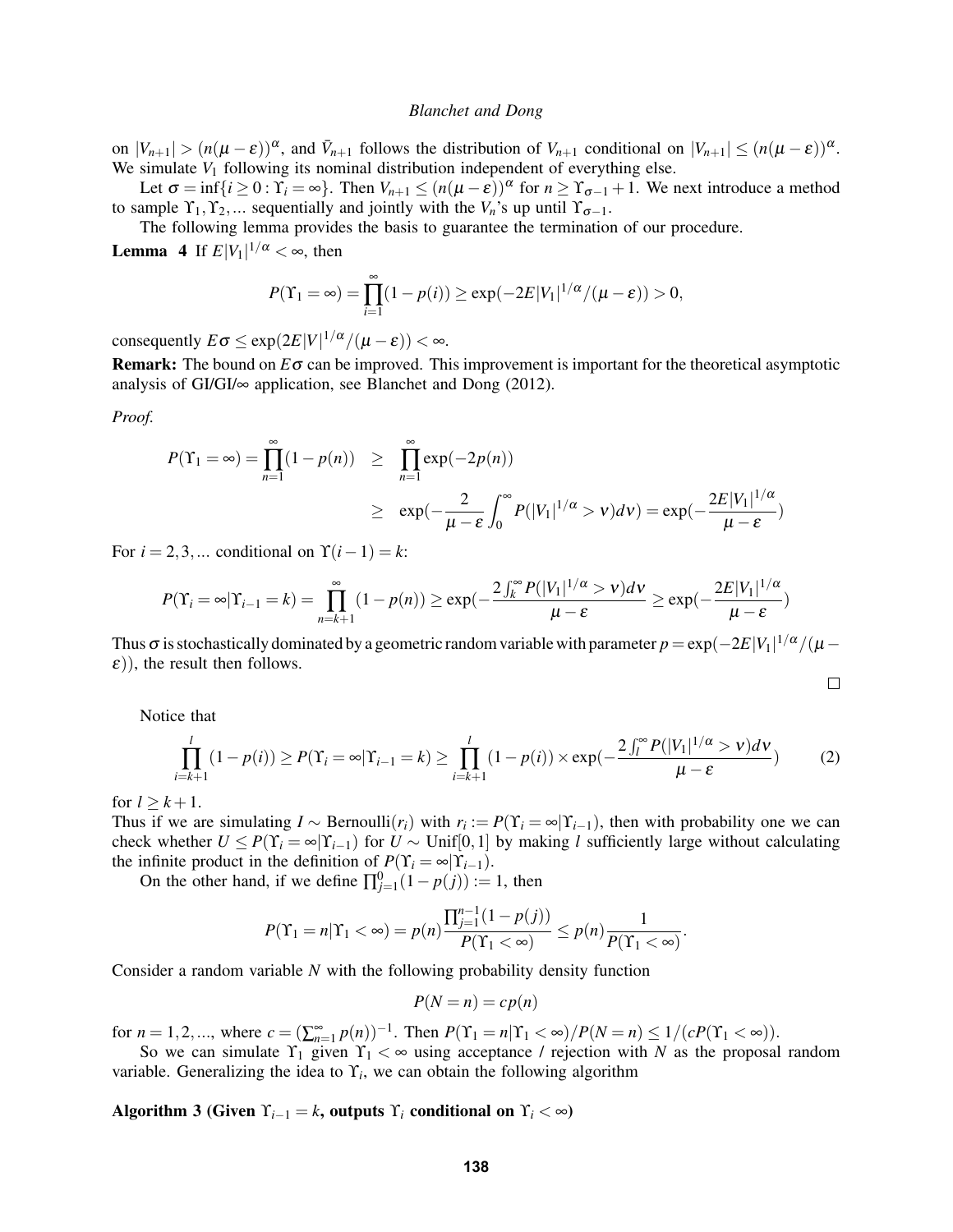on $|V_{n+1}| > (n(\mu-\varepsilon))^\alpha$, and $\bar{V}_{n+1}$ follows the distribution of $V_{n+1}$ conditional on $|V_{n+1}| \leq (n(\mu-\varepsilon))^\alpha$. We simulate $V_1$ following its nominal distribution independent of everything else.

Let $\sigma = \inf\{i \geq 0 : \Upsilon_i = \infty\}$. Then $V_{n+1} \leq (n(\mu-\varepsilon))^\alpha$ for $n \geq \Upsilon_{\sigma-1}+1$. We next introduce a method to sample $\Upsilon_1, \Upsilon_2, ...$ sequentially and jointly with the $V_n$'s up until $\Upsilon_{\sigma-1}$.

The following lemma provides the basis to guarantee the termination of our procedure.

**Lemma 4** If $E|V_1|^{1/\alpha} < \infty$, then

$$P(\Upsilon_1 = \infty) = \prod_{i=1}^{\infty}(1-p(i)) \geq \exp(-2E|V_1|^{1/\alpha}/(\mu-\varepsilon)) > 0,$$

consequently $E\sigma \leq \exp(2E|V|^{1/\alpha}/(\mu-\varepsilon)) < \infty$.

**Remark:** The bound on $E\sigma$ can be improved. This improvement is important for the theoretical asymptotic analysis of GI/GI/$\infty$ application, see Blanchet and Dong (2012).

*Proof.*

$$\begin{aligned}
P(\Upsilon_1 = \infty) = \prod_{n=1}^{\infty}(1-p(n)) &\geq \prod_{n=1}^{\infty}\exp(-2p(n)) \\
&\geq \exp\left(-\frac{2}{\mu-\varepsilon}\int_0^\infty P(|V_1|^{1/\alpha} > \nu)d\nu\right) = \exp\left(-\frac{2E|V_1|^{1/\alpha}}{\mu-\varepsilon}\right)
\end{aligned}$$

For $i = 2,3,...$ conditional on $\Upsilon(i-1) = k$:

$$P(\Upsilon_i = \infty | \Upsilon_{i-1} = k) = \prod_{n=k+1}^{\infty}(1-p(n)) \geq \exp\left(-\frac{2\int_k^\infty P(|V_1|^{1/\alpha} > \nu)d\nu}{\mu-\varepsilon}\right) \geq \exp\left(-\frac{2E|V_1|^{1/\alpha}}{\mu-\varepsilon}\right)$$

Thus $\sigma$ is stochastically dominated by a geometric random variable with parameter $p = \exp(-2E|V_1|^{1/\alpha}/(\mu-\varepsilon))$, the result then follows.

□

Notice that

$$\prod_{i=k+1}^{l}(1-p(i)) \geq P(\Upsilon_i = \infty | \Upsilon_{i-1} = k) \geq \prod_{i=k+1}^{l}(1-p(i)) \times \exp\left(-\frac{2\int_l^\infty P(|V_1|^{1/\alpha} > \nu)d\nu}{\mu-\varepsilon}\right) \tag{2}$$

for $l \geq k+1$.

Thus if we are simulating $I \sim \text{Bernoulli}(r_i)$ with $r_i := P(\Upsilon_i = \infty | \Upsilon_{i-1})$, then with probability one we can check whether $U \leq P(\Upsilon_i = \infty | \Upsilon_{i-1})$ for $U \sim \text{Unif}[0,1]$ by making $l$ sufficiently large without calculating the infinite product in the definition of $P(\Upsilon_i = \infty | \Upsilon_{i-1})$.

On the other hand, if we define $\prod_{j=1}^{0}(1-p(j)) := 1$, then

$$P(\Upsilon_1 = n | \Upsilon_1 < \infty) = p(n)\frac{\prod_{j=1}^{n-1}(1-p(j))}{P(\Upsilon_1 < \infty)} \leq p(n)\frac{1}{P(\Upsilon_1 < \infty)}.$$

Consider a random variable $N$ with the following probability density function

$$P(N = n) = cp(n)$$

for $n = 1,2,...$, where $c = (\sum_{n=1}^{\infty} p(n))^{-1}$. Then $P(\Upsilon_1 = n | \Upsilon_1 < \infty)/P(N = n) \leq 1/(cP(\Upsilon_1 < \infty))$.

So we can simulate $\Upsilon_1$ given $\Upsilon_1 < \infty$ using acceptance / rejection with $N$ as the proposal random variable. Generalizing the idea to $\Upsilon_i$, we can obtain the following algorithm

**Algorithm 3 (Given $\Upsilon_{i-1} = k$, outputs $\Upsilon_i$ conditional on $\Upsilon_i < \infty$)**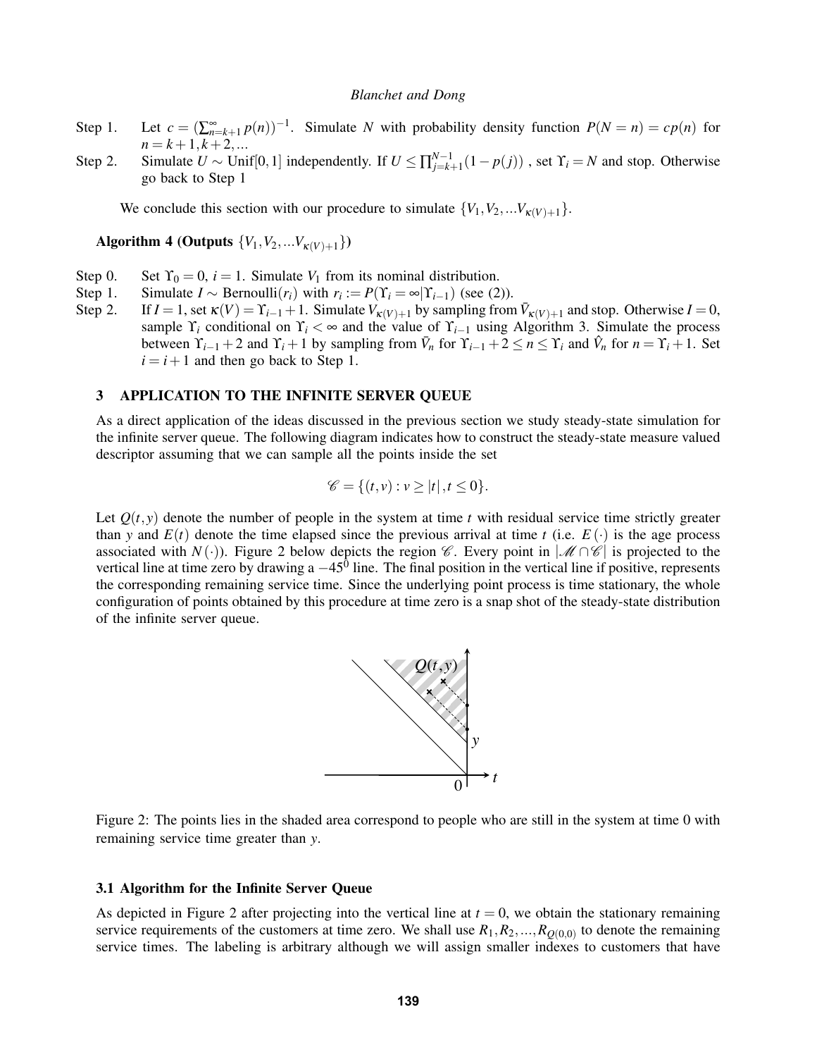Step 1. Let $c = (\sum_{n=k+1}^{\infty} p(n))^{-1}$. Simulate $N$ with probability density function $P(N = n) = cp(n)$ for $n = k+1, k+2, ...$

Step 2. Simulate $U \sim \text{Unif}[0,1]$ independently. If $U \leq \prod_{j=k+1}^{N-1}(1-p(j))$ , set $\Upsilon_i = N$ and stop. Otherwise go back to Step 1

We conclude this section with our procedure to simulate $\{V_1, V_2, ... V_{\kappa(V)+1}\}$.

**Algorithm 4 (Outputs $\{V_1, V_2, ... V_{\kappa(V)+1}\}$)**

Step 0. Set $\Upsilon_0 = 0$, $i = 1$. Simulate $V_1$ from its nominal distribution.

Step 1. Simulate $I \sim \text{Bernoulli}(r_i)$ with $r_i := P(\Upsilon_i = \infty | \Upsilon_{i-1})$ (see (2)).

Step 2. If $I = 1$, set $\kappa(V) = \Upsilon_{i-1} + 1$. Simulate $V_{\kappa(V)+1}$ by sampling from $\bar{V}_{\kappa(V)+1}$ and stop. Otherwise $I = 0$, sample $\Upsilon_i$ conditional on $\Upsilon_i < \infty$ and the value of $\Upsilon_{i-1}$ using Algorithm 3. Simulate the process between $\Upsilon_{i-1} + 2$ and $\Upsilon_i + 1$ by sampling from $\bar{V}_n$ for $\Upsilon_{i-1} + 2 \leq n \leq \Upsilon_i$ and $\hat{V}_n$ for $n = \Upsilon_i + 1$. Set $i = i + 1$ and then go back to Step 1.

## 3 APPLICATION TO THE INFINITE SERVER QUEUE

As a direct application of the ideas discussed in the previous section we study steady-state simulation for the infinite server queue. The following diagram indicates how to construct the steady-state measure valued descriptor assuming that we can sample all the points inside the set

$$\mathscr{C} = \{(t, v) : v \geq |t|, t \leq 0\}.$$

Let $Q(t, y)$ denote the number of people in the system at time $t$ with residual service time strictly greater than $y$ and $E(t)$ denote the time elapsed since the previous arrival at time $t$ (i.e. $E(\cdot)$ is the age process associated with $N(\cdot)$). Figure 2 below depicts the region $\mathscr{C}$. Every point in $|\mathscr{M} \cap \mathscr{C}|$ is projected to the vertical line at time zero by drawing a $-45^0$ line. The final position in the vertical line if positive, represents the corresponding remaining service time. Since the underlying point process is time stationary, the whole configuration of points obtained by this procedure at time zero is a snap shot of the steady-state distribution of the infinite server queue.

Figure 2: The points lies in the shaded area correspond to people who are still in the system at time 0 with remaining service time greater than $y$.

### 3.1 Algorithm for the Infinite Server Queue

As depicted in Figure 2 after projecting into the vertical line at $t = 0$, we obtain the stationary remaining service requirements of the customers at time zero. We shall use $R_1, R_2, ..., R_{Q(0,0)}$ to denote the remaining service times. The labeling is arbitrary although we will assign smaller indexes to customers that have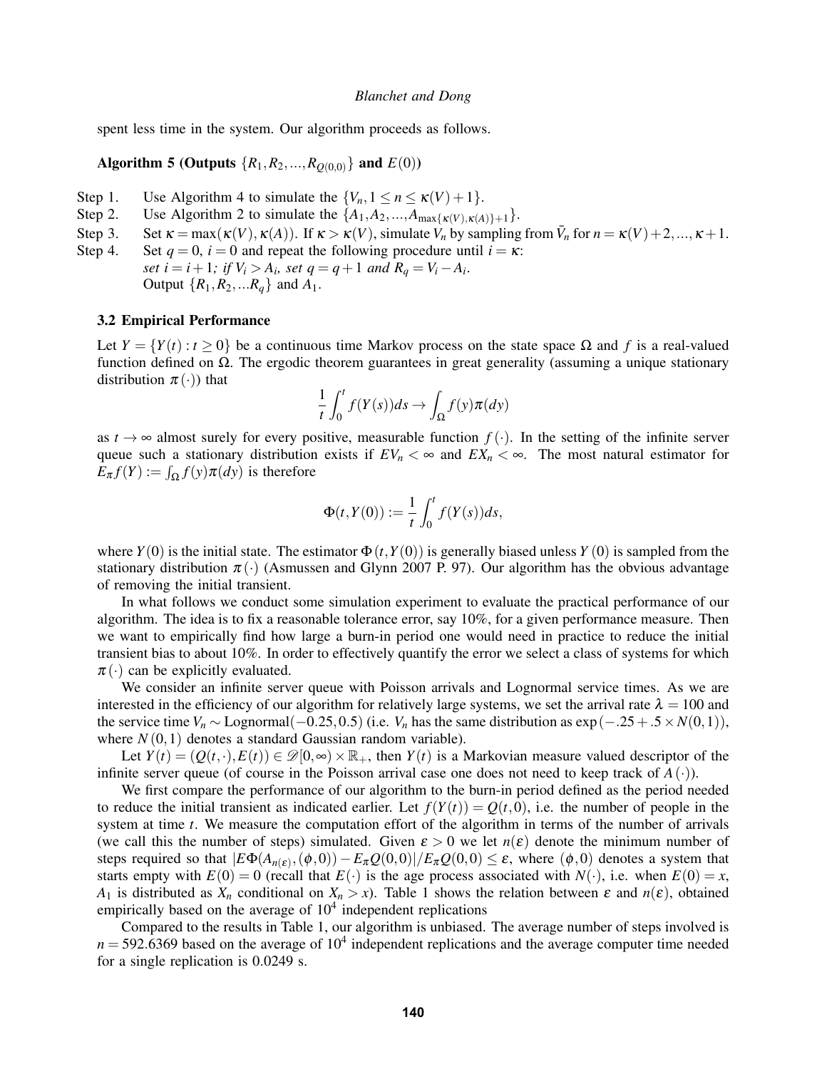spent less time in the system. Our algorithm proceeds as follows.

**Algorithm 5 (Outputs $\{R_1, R_2, ..., R_{Q(0,0)}\}$ and $E(0)$)**

Step 1. Use Algorithm 4 to simulate the $\{V_n, 1 \leq n \leq \kappa(V)+1\}$.

Step 2. Use Algorithm 2 to simulate the $\{A_1, A_2, ..., A_{\max\{\kappa(V),\kappa(A)\}+1}\}$.

Step 3. Set $\kappa = \max(\kappa(V), \kappa(A))$. If $\kappa > \kappa(V)$, simulate $V_n$ by sampling from $\bar{V}_n$ for $n = \kappa(V)+2, ..., \kappa+1$.

Step 4. Set $q = 0$, $i = 0$ and repeat the following procedure until $i = \kappa$:
*set* $i = i+1$*; if* $V_i > A_i$*, set* $q = q+1$ *and* $R_q = V_i - A_i$.
Output $\{R_1, R_2, ...R_q\}$ and $A_1$.

### 3.2 Empirical Performance

Let $Y = \{Y(t) : t \geq 0\}$ be a continuous time Markov process on the state space $\Omega$ and $f$ is a real-valued function defined on $\Omega$. The ergodic theorem guarantees in great generality (assuming a unique stationary distribution $\pi(\cdot)$) that

$$\frac{1}{t}\int_0^t f(Y(s))ds \to \int_\Omega f(y)\pi(dy)$$

as $t \to \infty$ almost surely for every positive, measurable function $f(\cdot)$. In the setting of the infinite server queue such a stationary distribution exists if $EV_n < \infty$ and $EX_n < \infty$. The most natural estimator for $E_\pi f(Y) := \int_\Omega f(y)\pi(dy)$ is therefore

$$\Phi(t, Y(0)) := \frac{1}{t}\int_0^t f(Y(s))ds,$$

where $Y(0)$ is the initial state. The estimator $\Phi(t, Y(0))$ is generally biased unless $Y(0)$ is sampled from the stationary distribution $\pi(\cdot)$ (Asmussen and Glynn 2007 P. 97). Our algorithm has the obvious advantage of removing the initial transient.

In what follows we conduct some simulation experiment to evaluate the practical performance of our algorithm. The idea is to fix a reasonable tolerance error, say 10%, for a given performance measure. Then we want to empirically find how large a burn-in period one would need in practice to reduce the initial transient bias to about 10%. In order to effectively quantify the error we select a class of systems for which $\pi(\cdot)$ can be explicitly evaluated.

We consider an infinite server queue with Poisson arrivals and Lognormal service times. As we are interested in the efficiency of our algorithm for relatively large systems, we set the arrival rate $\lambda = 100$ and the service time $V_n \sim \text{Lognormal}(-0.25, 0.5)$ (i.e. $V_n$ has the same distribution as $\exp(-.25 + .5 \times N(0,1))$, where $N(0,1)$ denotes a standard Gaussian random variable).

Let $Y(t) = (Q(t,\cdot), E(t)) \in \mathscr{D}[0,\infty) \times \mathbb{R}_+$, then $Y(t)$ is a Markovian measure valued descriptor of the infinite server queue (of course in the Poisson arrival case one does not need to keep track of $A(\cdot)$).

We first compare the performance of our algorithm to the burn-in period defined as the period needed to reduce the initial transient as indicated earlier. Let $f(Y(t)) = Q(t,0)$, i.e. the number of people in the system at time $t$. We measure the computation effort of the algorithm in terms of the number of arrivals (we call this the number of steps) simulated. Given $\varepsilon > 0$ we let $n(\varepsilon)$ denote the minimum number of steps required so that $|E\Phi(A_{n(\varepsilon)}, (\phi, 0)) - E_\pi Q(0,0)|/E_\pi Q(0,0) \leq \varepsilon$, where $(\phi, 0)$ denotes a system that starts empty with $E(0) = 0$ (recall that $E(\cdot)$ is the age process associated with $N(\cdot)$, i.e. when $E(0) = x$, $A_1$ is distributed as $X_n$ conditional on $X_n > x$). Table 1 shows the relation between $\varepsilon$ and $n(\varepsilon)$, obtained empirically based on the average of $10^4$ independent replications

Compared to the results in Table 1, our algorithm is unbiased. The average number of steps involved is $n = 592.6369$ based on the average of $10^4$ independent replications and the average computer time needed for a single replication is 0.0249 s.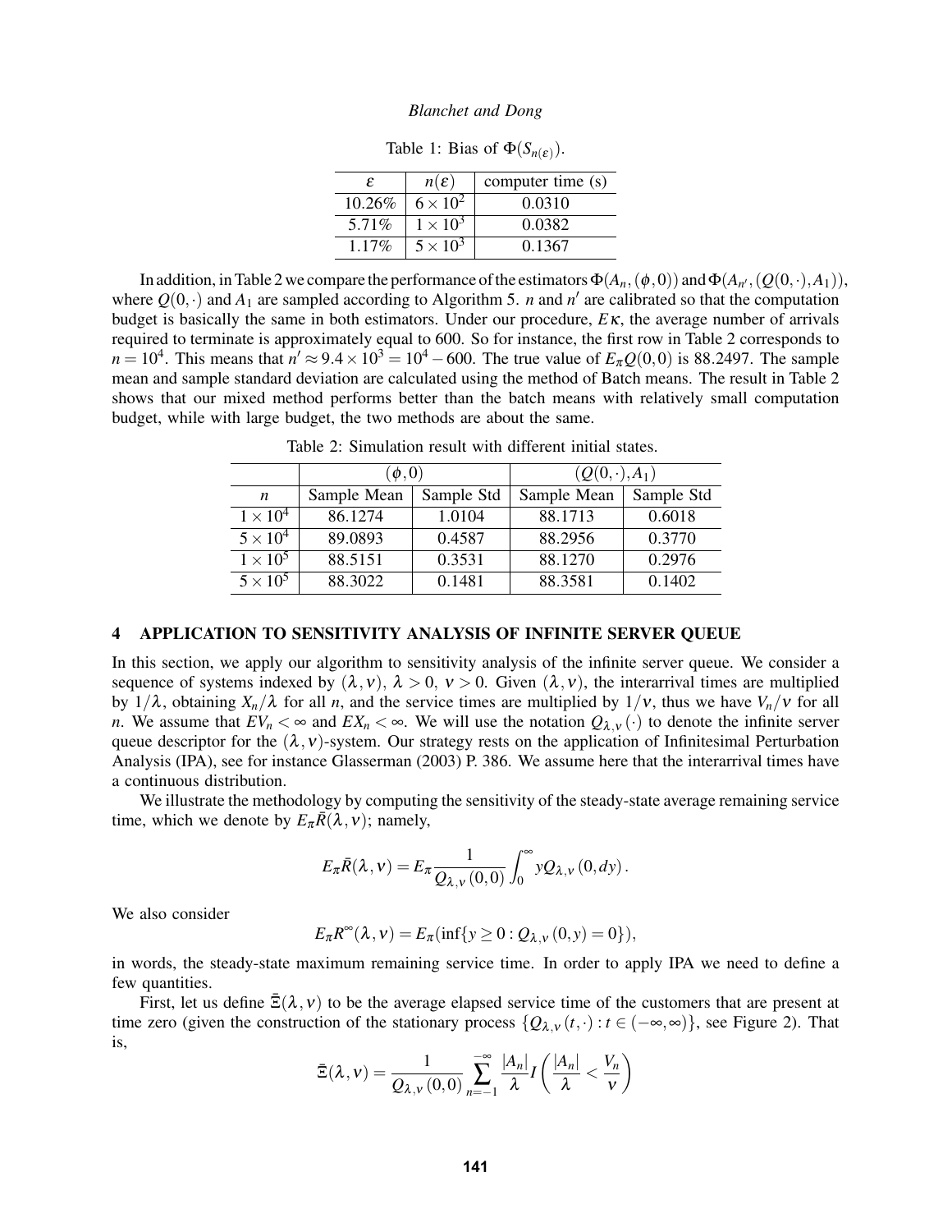Table 1: Bias of $\Phi(S_{n(\varepsilon)})$.

| $\varepsilon$ | $n(\varepsilon)$ | computer time (s) |
|---|---|---|
| 10.26% | $6\times 10^2$ | 0.0310 |
| 5.71% | $1\times 10^3$ | 0.0382 |
| 1.17% | $5\times 10^3$ | 0.1367 |

In addition, in Table 2 we compare the performance of the estimators $\Phi(A_n,(\phi,0))$ and $\Phi(A_{n'},(Q(0,\cdot),A_1))$, where $Q(0,\cdot)$ and $A_1$ are sampled according to Algorithm 5. $n$ and $n'$ are calibrated so that the computation budget is basically the same in both estimators. Under our procedure, $E\kappa$, the average number of arrivals required to terminate is approximately equal to 600. So for instance, the first row in Table 2 corresponds to $n = 10^4$. This means that $n' \approx 9.4\times 10^3 = 10^4 - 600$. The true value of $E_\pi Q(0,0)$ is 88.2497. The sample mean and sample standard deviation are calculated using the method of Batch means. The result in Table 2 shows that our mixed method performs better than the batch means with relatively small computation budget, while with large budget, the two methods are about the same.

Table 2: Simulation result with different initial states.

| | $(\phi,0)$ | | $(Q(0,\cdot),A_1)$ | |
|---|---|---|---|---|
| $n$ | Sample Mean | Sample Std | Sample Mean | Sample Std |
| $1\times 10^4$ | 86.1274 | 1.0104 | 88.1713 | 0.6018 |
| $5\times 10^4$ | 89.0893 | 0.4587 | 88.2956 | 0.3770 |
| $1\times 10^5$ | 88.5151 | 0.3531 | 88.1270 | 0.2976 |
| $5\times 10^5$ | 88.3022 | 0.1481 | 88.3581 | 0.1402 |

## 4 APPLICATION TO SENSITIVITY ANALYSIS OF INFINITE SERVER QUEUE

In this section, we apply our algorithm to sensitivity analysis of the infinite server queue. We consider a sequence of systems indexed by $(\lambda,\nu)$, $\lambda>0$, $\nu>0$. Given $(\lambda,\nu)$, the interarrival times are multiplied by $1/\lambda$, obtaining $X_n/\lambda$ for all $n$, and the service times are multiplied by $1/\nu$, thus we have $V_n/\nu$ for all $n$. We assume that $EV_n<\infty$ and $EX_n<\infty$. We will use the notation $Q_{\lambda,\nu}(\cdot)$ to denote the infinite server queue descriptor for the $(\lambda,\nu)$-system. Our strategy rests on the application of Infinitesimal Perturbation Analysis (IPA), see for instance Glasserman (2003) P. 386. We assume here that the interarrival times have a continuous distribution.

We illustrate the methodology by computing the sensitivity of the steady-state average remaining service time, which we denote by $E_\pi\bar{R}(\lambda,\nu)$; namely,

$$E_\pi\bar{R}(\lambda,\nu) = E_\pi\frac{1}{Q_{\lambda,\nu}(0,0)}\int_0^\infty yQ_{\lambda,\nu}(0,dy).$$

We also consider

$$E_\pi R^\infty(\lambda,\nu) = E_\pi(\inf\{y\geq 0 : Q_{\lambda,\nu}(0,y)=0\}),$$

in words, the steady-state maximum remaining service time. In order to apply IPA we need to define a few quantities.

First, let us define $\bar{\Xi}(\lambda,\nu)$ to be the average elapsed service time of the customers that are present at time zero (given the construction of the stationary process $\{Q_{\lambda,\nu}(t,\cdot): t\in(-\infty,\infty)\}$, see Figure 2). That is,

$$\bar{\Xi}(\lambda,\nu) = \frac{1}{Q_{\lambda,\nu}(0,0)}\sum_{n=-1}^{-\infty}\frac{|A_n|}{\lambda}I\left(\frac{|A_n|}{\lambda}<\frac{V_n}{\nu}\right)$$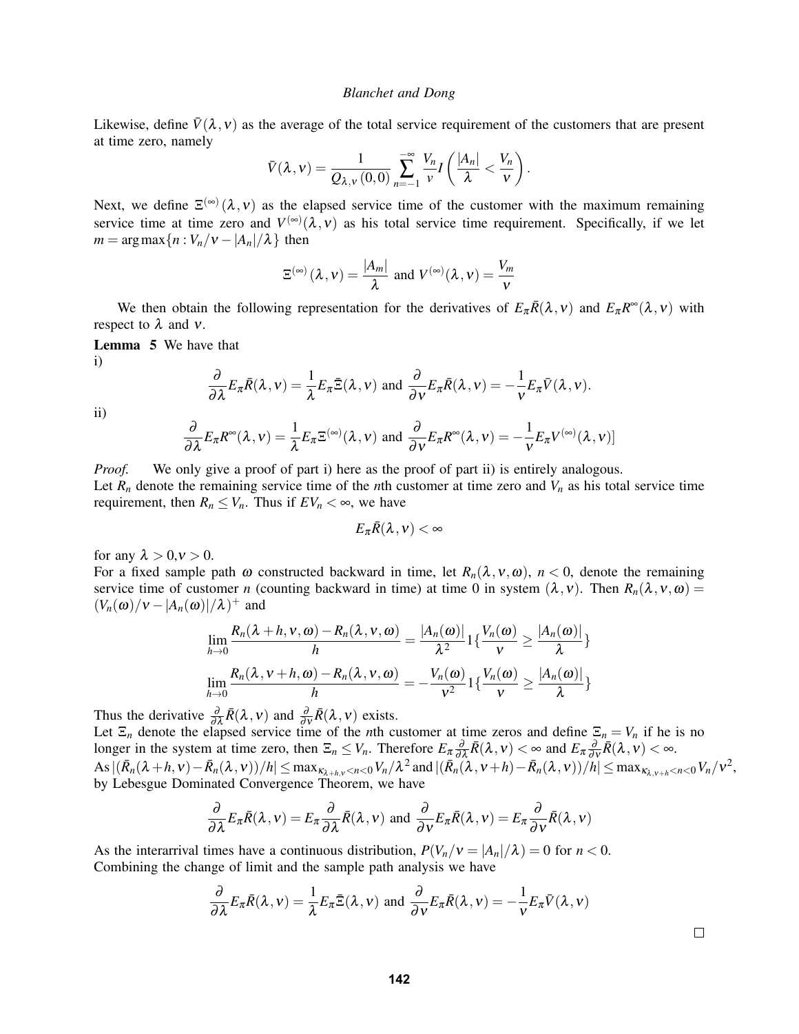Likewise, define $\bar{V}(\lambda,\nu)$ as the average of the total service requirement of the customers that are present at time zero, namely

$$\bar{V}(\lambda,\nu) = \frac{1}{Q_{\lambda,\nu}(0,0)} \sum_{n=-1}^{-\infty} \frac{V_n}{\nu} I\left(\frac{|A_n|}{\lambda} < \frac{V_n}{\nu}\right).$$

Next, we define $\Xi^{(\infty)}(\lambda,\nu)$ as the elapsed service time of the customer with the maximum remaining service time at time zero and $V^{(\infty)}(\lambda,\nu)$ as his total service time requirement. Specifically, if we let $m = \arg\max\{n : V_n/\nu - |A_n|/\lambda\}$ then

$$\Xi^{(\infty)}(\lambda,\nu) = \frac{|A_m|}{\lambda} \text{ and } V^{(\infty)}(\lambda,\nu) = \frac{V_m}{\nu}$$

We then obtain the following representation for the derivatives of $E_\pi \bar{R}(\lambda,\nu)$ and $E_\pi R^\infty(\lambda,\nu)$ with respect to $\lambda$ and $\nu$.

**Lemma 5** We have that

i)

$$\frac{\partial}{\partial\lambda} E_\pi \bar{R}(\lambda,\nu) = \frac{1}{\lambda} E_\pi \bar{\Xi}(\lambda,\nu) \text{ and } \frac{\partial}{\partial\nu} E_\pi \bar{R}(\lambda,\nu) = -\frac{1}{\nu} E_\pi \bar{V}(\lambda,\nu).$$

ii)

$$\frac{\partial}{\partial\lambda} E_\pi R^\infty(\lambda,\nu) = \frac{1}{\lambda} E_\pi \Xi^{(\infty)}(\lambda,\nu) \text{ and } \frac{\partial}{\partial\nu} E_\pi R^\infty(\lambda,\nu) = -\frac{1}{\nu} E_\pi V^{(\infty)}(\lambda,\nu)]$$

*Proof.* We only give a proof of part i) here as the proof of part ii) is entirely analogous.
Let $R_n$ denote the remaining service time of the $n$th customer at time zero and $V_n$ as his total service time requirement, then $R_n \le V_n$. Thus if $EV_n < \infty$, we have

$$E_\pi \bar{R}(\lambda,\nu) < \infty$$

for any $\lambda > 0, \nu > 0$.
For a fixed sample path $\omega$ constructed backward in time, let $R_n(\lambda,\nu,\omega)$, $n < 0$, denote the remaining service time of customer $n$ (counting backward in time) at time 0 in system $(\lambda,\nu)$. Then $R_n(\lambda,\nu,\omega) = (V_n(\omega)/\nu - |A_n(\omega)|/\lambda)^+$ and

$$\lim_{h\to 0} \frac{R_n(\lambda+h,\nu,\omega) - R_n(\lambda,\nu,\omega)}{h} = \frac{|A_n(\omega)|}{\lambda^2} 1\{\frac{V_n(\omega)}{\nu} \ge \frac{|A_n(\omega)|}{\lambda}\}$$

$$\lim_{h\to 0} \frac{R_n(\lambda,\nu+h,\omega) - R_n(\lambda,\nu,\omega)}{h} = -\frac{V_n(\omega)}{\nu^2} 1\{\frac{V_n(\omega)}{\nu} \ge \frac{|A_n(\omega)|}{\lambda}\}$$

Thus the derivative $\frac{\partial}{\partial\lambda}\bar{R}(\lambda,\nu)$ and $\frac{\partial}{\partial\nu}\bar{R}(\lambda,\nu)$ exists.
Let $\Xi_n$ denote the elapsed service time of the $n$th customer at time zeros and define $\Xi_n = V_n$ if he is no longer in the system at time zero, then $\Xi_n \le V_n$. Therefore $E_\pi \frac{\partial}{\partial\lambda}\bar{R}(\lambda,\nu) < \infty$ and $E_\pi \frac{\partial}{\partial\nu}\bar{R}(\lambda,\nu) < \infty$.
As $|(\bar{R}_n(\lambda+h,\nu) - \bar{R}_n(\lambda,\nu))/h| \le \max_{\kappa_{\lambda+h,\nu}<n<0} V_n/\lambda^2$ and $|(\bar{R}_n(\lambda,\nu+h) - \bar{R}_n(\lambda,\nu))/h| \le \max_{\kappa_{\lambda,\nu+h}<n<0} V_n/\nu^2$, by Lebesgue Dominated Convergence Theorem, we have

$$\frac{\partial}{\partial\lambda} E_\pi \bar{R}(\lambda,\nu) = E_\pi \frac{\partial}{\partial\lambda}\bar{R}(\lambda,\nu) \text{ and } \frac{\partial}{\partial\nu} E_\pi \bar{R}(\lambda,\nu) = E_\pi \frac{\partial}{\partial\nu}\bar{R}(\lambda,\nu)$$

As the interarrival times have a continuous distribution, $P(V_n/\nu = |A_n|/\lambda) = 0$ for $n < 0$.
Combining the change of limit and the sample path analysis we have

$$\frac{\partial}{\partial\lambda} E_\pi \bar{R}(\lambda,\nu) = \frac{1}{\lambda} E_\pi \bar{\Xi}(\lambda,\nu) \text{ and } \frac{\partial}{\partial\nu} E_\pi \bar{R}(\lambda,\nu) = -\frac{1}{\nu} E_\pi \bar{V}(\lambda,\nu)$$

□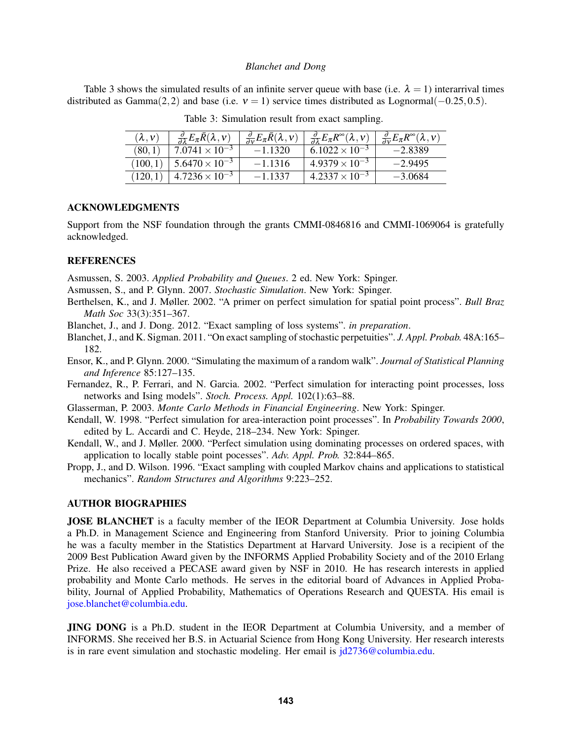Table 3 shows the simulated results of an infinite server queue with base (i.e. $\lambda = 1$) interarrival times distributed as Gamma$(2,2)$ and base (i.e. $\nu = 1$) service times distributed as Lognormal$(-0.25, 0.5)$.

Table 3: Simulation result from exact sampling.

| $(\lambda, \nu)$ | $\frac{\partial}{\partial \lambda} E_\pi \bar{R}(\lambda, \nu)$ | $\frac{\partial}{\partial \nu} E_\pi \bar{R}(\lambda, \nu)$ | $\frac{\partial}{\partial \lambda} E_\pi R^\infty(\lambda, \nu)$ | $\frac{\partial}{\partial \nu} E_\pi R^\infty(\lambda, \nu)$ |
|---|---|---|---|---|
| $(80,1)$ | $7.0741 \times 10^{-3}$ | $-1.1320$ | $6.1022 \times 10^{-3}$ | $-2.8389$ |
| $(100,1)$ | $5.6470 \times 10^{-3}$ | $-1.1316$ | $4.9379 \times 10^{-3}$ | $-2.9495$ |
| $(120,1)$ | $4.7236 \times 10^{-3}$ | $-1.1337$ | $4.2337 \times 10^{-3}$ | $-3.0684$ |

## ACKNOWLEDGMENTS

Support from the NSF foundation through the grants CMMI-0846816 and CMMI-1069064 is gratefully acknowledged.

## REFERENCES

Asmussen, S. 2003. *Applied Probability and Queues*. 2 ed. New York: Spinger.

Asmussen, S., and P. Glynn. 2007. *Stochastic Simulation*. New York: Spinger.

Berthelsen, K., and J. Møller. 2002. "A primer on perfect simulation for spatial point process". *Bull Braz Math Soc* 33(3):351–367.

Blanchet, J., and J. Dong. 2012. "Exact sampling of loss systems". *in preparation*.

Blanchet, J., and K. Sigman. 2011. "On exact sampling of stochastic perpetuities". *J. Appl. Probab.* 48A:165–182.

Ensor, K., and P. Glynn. 2000. "Simulating the maximum of a random walk". *Journal of Statistical Planning and Inference* 85:127–135.

Fernandez, R., P. Ferrari, and N. Garcia. 2002. "Perfect simulation for interacting point processes, loss networks and Ising models". *Stoch. Process. Appl.* 102(1):63–88.

Glasserman, P. 2003. *Monte Carlo Methods in Financial Engineering*. New York: Spinger.

Kendall, W. 1998. "Perfect simulation for area-interaction point processes". In *Probability Towards 2000*, edited by L. Accardi and C. Heyde, 218–234. New York: Spinger.

Kendall, W., and J. Møller. 2000. "Perfect simulation using dominating processes on ordered spaces, with application to locally stable point pocesses". *Adv. Appl. Prob.* 32:844–865.

Propp, J., and D. Wilson. 1996. "Exact sampling with coupled Markov chains and applications to statistical mechanics". *Random Structures and Algorithms* 9:223–252.

## AUTHOR BIOGRAPHIES

**JOSE BLANCHET** is a faculty member of the IEOR Department at Columbia University. Jose holds a Ph.D. in Management Science and Engineering from Stanford University. Prior to joining Columbia he was a faculty member in the Statistics Department at Harvard University. Jose is a recipient of the 2009 Best Publication Award given by the INFORMS Applied Probability Society and of the 2010 Erlang Prize. He also received a PECASE award given by NSF in 2010. He has research interests in applied probability and Monte Carlo methods. He serves in the editorial board of Advances in Applied Probability, Journal of Applied Probability, Mathematics of Operations Research and QUESTA. His email is jose.blanchet@columbia.edu.

**JING DONG** is a Ph.D. student in the IEOR Department at Columbia University, and a member of INFORMS. She received her B.S. in Actuarial Science from Hong Kong University. Her research interests is in rare event simulation and stochastic modeling. Her email is jd2736@columbia.edu.